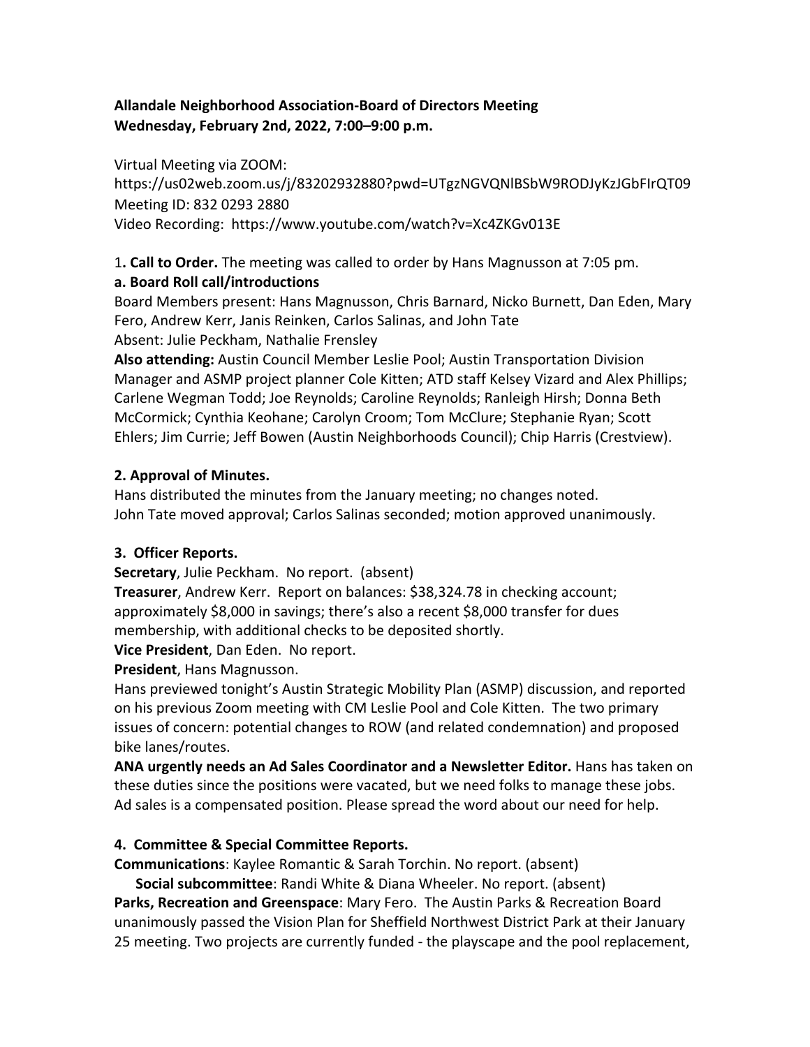**Allandale Neighborhood Association-Board of Directors Meeting**
**Wednesday, February 2nd, 2022, 7:00–9:00 p.m.**

Virtual Meeting via ZOOM:
https://us02web.zoom.us/j/83202932880?pwd=UTgzNGVQNlBSbW9RODJyKzJGbFIrQT09
Meeting ID: 832 0293 2880
Video Recording: https://www.youtube.com/watch?v=Xc4ZKGv013E

1**. Call to Order.** The meeting was called to order by Hans Magnusson at 7:05 pm.

**a. Board Roll call/introductions**

Board Members present: Hans Magnusson, Chris Barnard, Nicko Burnett, Dan Eden, Mary Fero, Andrew Kerr, Janis Reinken, Carlos Salinas, and John Tate
Absent: Julie Peckham, Nathalie Frensley

**Also attending:** Austin Council Member Leslie Pool; Austin Transportation Division Manager and ASMP project planner Cole Kitten; ATD staff Kelsey Vizard and Alex Phillips; Carlene Wegman Todd; Joe Reynolds; Caroline Reynolds; Ranleigh Hirsh; Donna Beth McCormick; Cynthia Keohane; Carolyn Croom; Tom McClure; Stephanie Ryan; Scott Ehlers; Jim Currie; Jeff Bowen (Austin Neighborhoods Council); Chip Harris (Crestview).

**2. Approval of Minutes.**

Hans distributed the minutes from the January meeting; no changes noted.
John Tate moved approval; Carlos Salinas seconded; motion approved unanimously.

**3. Officer Reports.**

**Secretary**, Julie Peckham. No report. (absent)

**Treasurer**, Andrew Kerr. Report on balances: $38,324.78 in checking account; approximately $8,000 in savings; there's also a recent $8,000 transfer for dues membership, with additional checks to be deposited shortly.

**Vice President**, Dan Eden. No report.

**President**, Hans Magnusson.

Hans previewed tonight's Austin Strategic Mobility Plan (ASMP) discussion, and reported on his previous Zoom meeting with CM Leslie Pool and Cole Kitten. The two primary issues of concern: potential changes to ROW (and related condemnation) and proposed bike lanes/routes.

**ANA urgently needs an Ad Sales Coordinator and a Newsletter Editor.** Hans has taken on these duties since the positions were vacated, but we need folks to manage these jobs. Ad sales is a compensated position. Please spread the word about our need for help.

**4. Committee & Special Committee Reports.**

**Communications**: Kaylee Romantic & Sarah Torchin. No report. (absent)

**Social subcommittee**: Randi White & Diana Wheeler. No report. (absent)

**Parks, Recreation and Greenspace**: Mary Fero. The Austin Parks & Recreation Board unanimously passed the Vision Plan for Sheffield Northwest District Park at their January 25 meeting. Two projects are currently funded - the playscape and the pool replacement,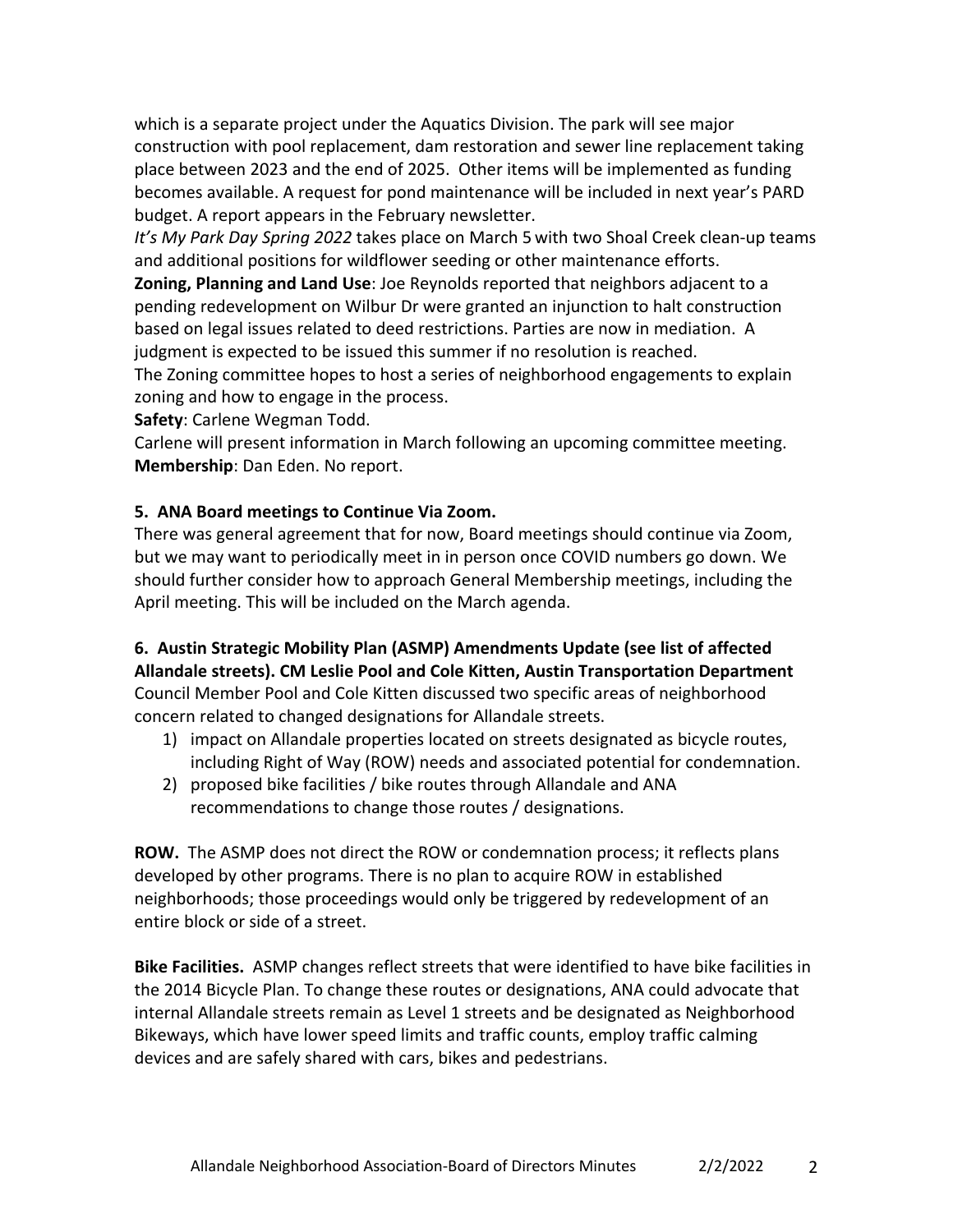which is a separate project under the Aquatics Division. The park will see major construction with pool replacement, dam restoration and sewer line replacement taking place between 2023 and the end of 2025. Other items will be implemented as funding becomes available. A request for pond maintenance will be included in next year's PARD budget. A report appears in the February newsletter.

*It's My Park Day Spring 2022* takes place on March 5 with two Shoal Creek clean-up teams and additional positions for wildflower seeding or other maintenance efforts.

**Zoning, Planning and Land Use**: Joe Reynolds reported that neighbors adjacent to a pending redevelopment on Wilbur Dr were granted an injunction to halt construction based on legal issues related to deed restrictions. Parties are now in mediation. A judgment is expected to be issued this summer if no resolution is reached.

The Zoning committee hopes to host a series of neighborhood engagements to explain zoning and how to engage in the process.

**Safety**: Carlene Wegman Todd.

Carlene will present information in March following an upcoming committee meeting.

**Membership**: Dan Eden. No report.

**5. ANA Board meetings to Continue Via Zoom.**

There was general agreement that for now, Board meetings should continue via Zoom, but we may want to periodically meet in in person once COVID numbers go down. We should further consider how to approach General Membership meetings, including the April meeting. This will be included on the March agenda.

**6. Austin Strategic Mobility Plan (ASMP) Amendments Update (see list of affected Allandale streets). CM Leslie Pool and Cole Kitten, Austin Transportation Department**

Council Member Pool and Cole Kitten discussed two specific areas of neighborhood concern related to changed designations for Allandale streets.

1) impact on Allandale properties located on streets designated as bicycle routes, including Right of Way (ROW) needs and associated potential for condemnation.
2) proposed bike facilities / bike routes through Allandale and ANA recommendations to change those routes / designations.

**ROW.** The ASMP does not direct the ROW or condemnation process; it reflects plans developed by other programs. There is no plan to acquire ROW in established neighborhoods; those proceedings would only be triggered by redevelopment of an entire block or side of a street.

**Bike Facilities.** ASMP changes reflect streets that were identified to have bike facilities in the 2014 Bicycle Plan. To change these routes or designations, ANA could advocate that internal Allandale streets remain as Level 1 streets and be designated as Neighborhood Bikeways, which have lower speed limits and traffic counts, employ traffic calming devices and are safely shared with cars, bikes and pedestrians.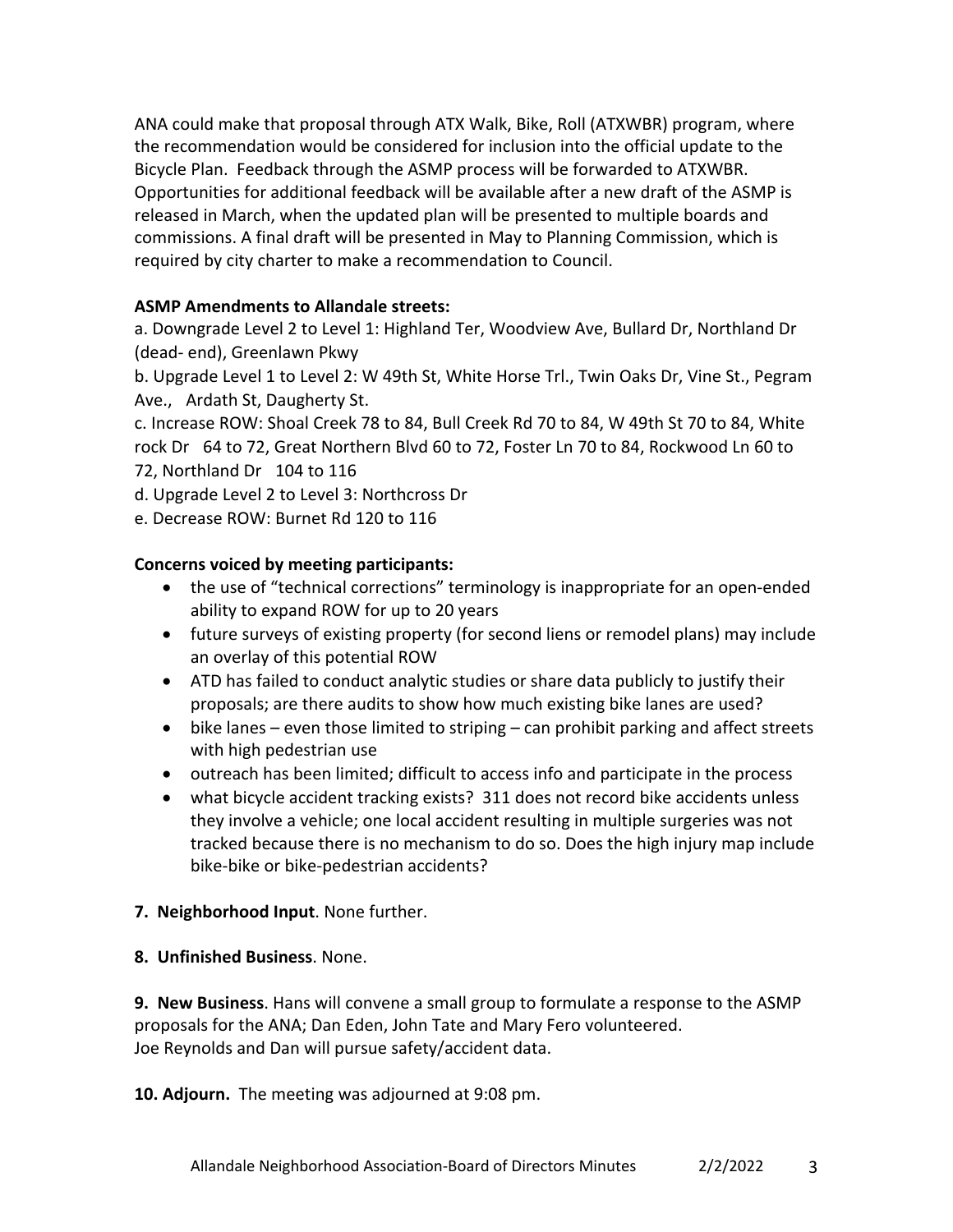ANA could make that proposal through ATX Walk, Bike, Roll (ATXWBR) program, where the recommendation would be considered for inclusion into the official update to the Bicycle Plan. Feedback through the ASMP process will be forwarded to ATXWBR. Opportunities for additional feedback will be available after a new draft of the ASMP is released in March, when the updated plan will be presented to multiple boards and commissions. A final draft will be presented in May to Planning Commission, which is required by city charter to make a recommendation to Council.

**ASMP Amendments to Allandale streets:**

a. Downgrade Level 2 to Level 1: Highland Ter, Woodview Ave, Bullard Dr, Northland Dr (dead- end), Greenlawn Pkwy

b. Upgrade Level 1 to Level 2: W 49th St, White Horse Trl., Twin Oaks Dr, Vine St., Pegram Ave., Ardath St, Daugherty St.

c. Increase ROW: Shoal Creek 78 to 84, Bull Creek Rd 70 to 84, W 49th St 70 to 84, White rock Dr 64 to 72, Great Northern Blvd 60 to 72, Foster Ln 70 to 84, Rockwood Ln 60 to 72, Northland Dr 104 to 116

d. Upgrade Level 2 to Level 3: Northcross Dr

e. Decrease ROW: Burnet Rd 120 to 116

**Concerns voiced by meeting participants:**

- the use of "technical corrections" terminology is inappropriate for an open-ended ability to expand ROW for up to 20 years
- future surveys of existing property (for second liens or remodel plans) may include an overlay of this potential ROW
- ATD has failed to conduct analytic studies or share data publicly to justify their proposals; are there audits to show how much existing bike lanes are used?
- bike lanes – even those limited to striping – can prohibit parking and affect streets with high pedestrian use
- outreach has been limited; difficult to access info and participate in the process
- what bicycle accident tracking exists? 311 does not record bike accidents unless they involve a vehicle; one local accident resulting in multiple surgeries was not tracked because there is no mechanism to do so. Does the high injury map include bike-bike or bike-pedestrian accidents?

**7. Neighborhood Input**. None further.

**8. Unfinished Business**. None.

**9. New Business**. Hans will convene a small group to formulate a response to the ASMP proposals for the ANA; Dan Eden, John Tate and Mary Fero volunteered.
Joe Reynolds and Dan will pursue safety/accident data.

**10. Adjourn.** The meeting was adjourned at 9:08 pm.